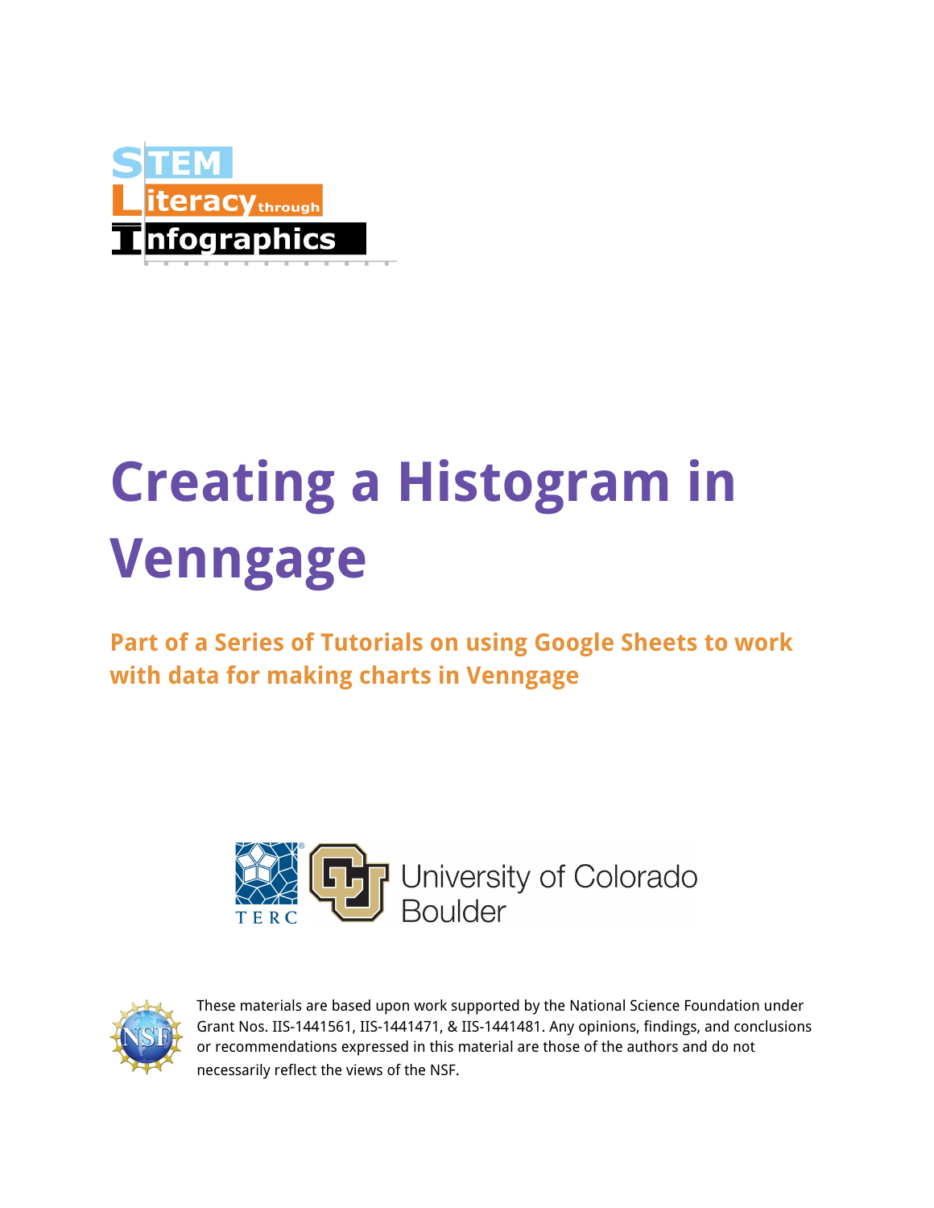STEM Literacy through Infographics

# Creating a Histogram in Venngage

## Part of a Series of Tutorials on using Google Sheets to work with data for making charts in Venngage

TERC University of Colorado Boulder

These materials are based upon work supported by the National Science Foundation under Grant Nos. IIS-1441561, IIS-1441471, & IIS-1441481. Any opinions, findings, and conclusions or recommendations expressed in this material are those of the authors and do not necessarily reflect the views of the NSF.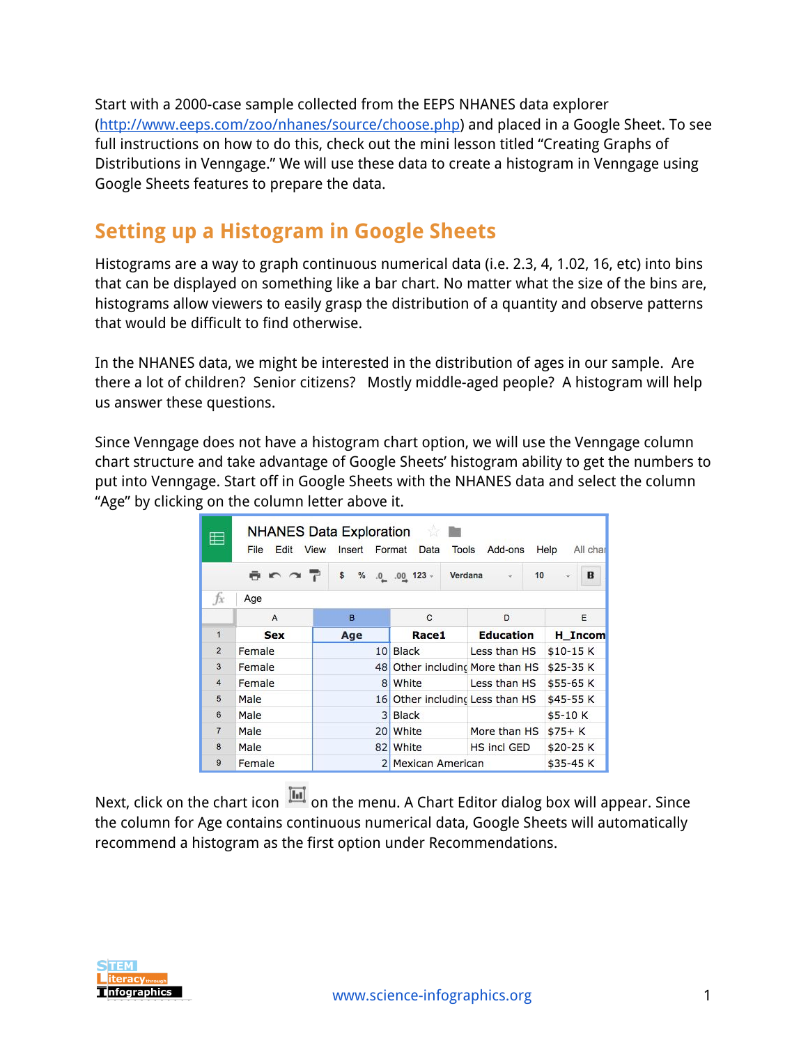Start with a 2000-case sample collected from the EEPS NHANES data explorer (http://www.eeps.com/zoo/nhanes/source/choose.php) and placed in a Google Sheet. To see full instructions on how to do this, check out the mini lesson titled "Creating Graphs of Distributions in Venngage." We will use these data to create a histogram in Venngage using Google Sheets features to prepare the data.

## Setting up a Histogram in Google Sheets

Histograms are a way to graph continuous numerical data (i.e. 2.3, 4, 1.02, 16, etc) into bins that can be displayed on something like a bar chart. No matter what the size of the bins are, histograms allow viewers to easily grasp the distribution of a quantity and observe patterns that would be difficult to find otherwise.

In the NHANES data, we might be interested in the distribution of ages in our sample. Are there a lot of children? Senior citizens? Mostly middle-aged people? A histogram will help us answer these questions.

Since Venngage does not have a histogram chart option, we will use the Venngage column chart structure and take advantage of Google Sheets' histogram ability to get the numbers to put into Venngage. Start off in Google Sheets with the NHANES data and select the column "Age" by clicking on the column letter above it.

| | A | B | C | D | E |
|---|---|---|---|---|---|
| 1 | Sex | Age | Race1 | Education | H_Incom |
| 2 | Female | 10 | Black | Less than HS | $10-15 K |
| 3 | Female | 48 | Other including | More than HS | $25-35 K |
| 4 | Female | 8 | White | Less than HS | $55-65 K |
| 5 | Male | 16 | Other including | Less than HS | $45-55 K |
| 6 | Male | 3 | Black | | $5-10 K |
| 7 | Male | 20 | White | More than HS | $75+ K |
| 8 | Male | 82 | White | HS incl GED | $20-25 K |
| 9 | Female | 2 | Mexican American | | $35-45 K |

Next, click on the chart icon on the menu. A Chart Editor dialog box will appear. Since the column for Age contains continuous numerical data, Google Sheets will automatically recommend a histogram as the first option under Recommendations.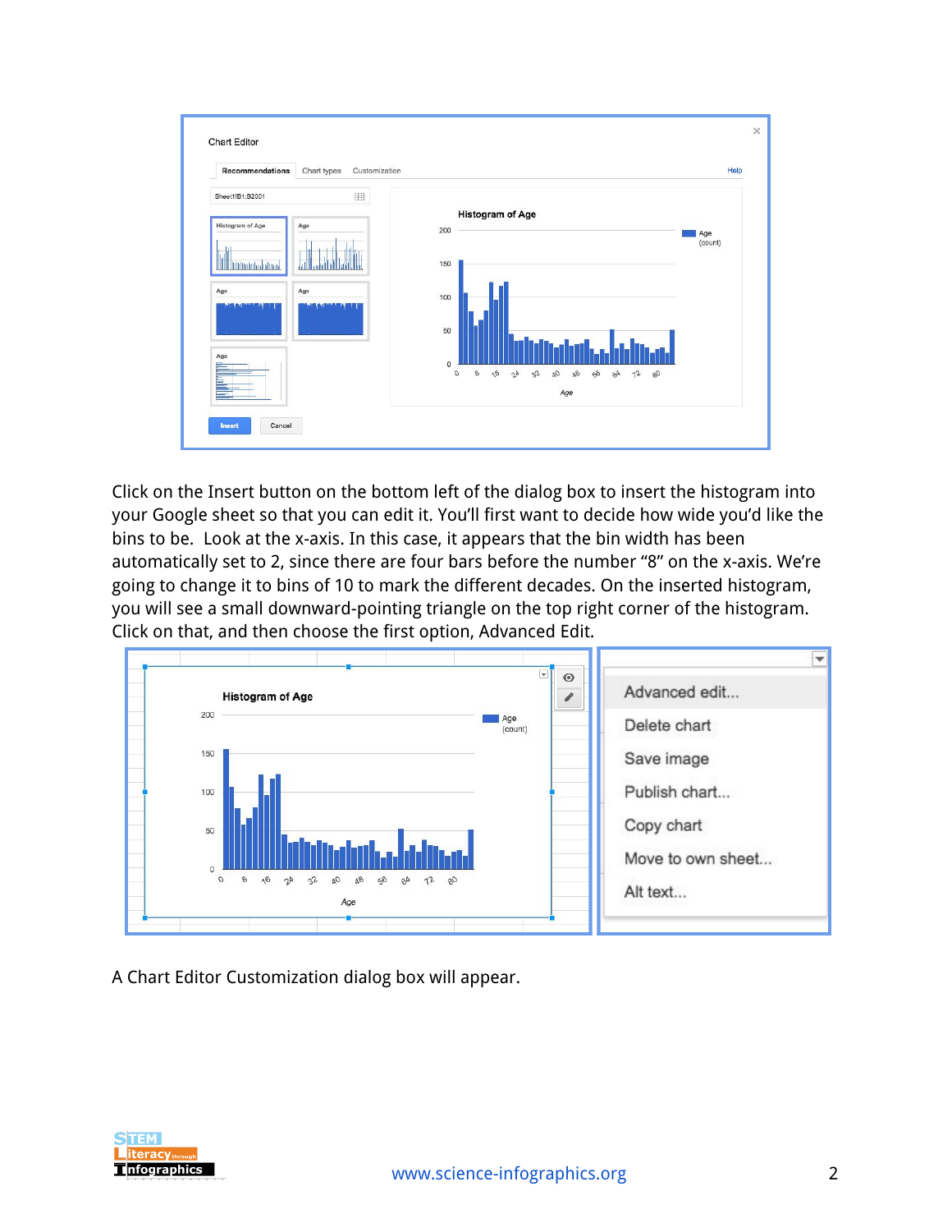Click on the Insert button on the bottom left of the dialog box to insert the histogram into your Google sheet so that you can edit it. You'll first want to decide how wide you'd like the bins to be. Look at the x-axis. In this case, it appears that the bin width has been automatically set to 2, since there are four bars before the number "8" on the x-axis. We're going to change it to bins of 10 to mark the different decades. On the inserted histogram, you will see a small downward-pointing triangle on the top right corner of the histogram. Click on that, and then choose the first option, Advanced Edit.

A Chart Editor Customization dialog box will appear.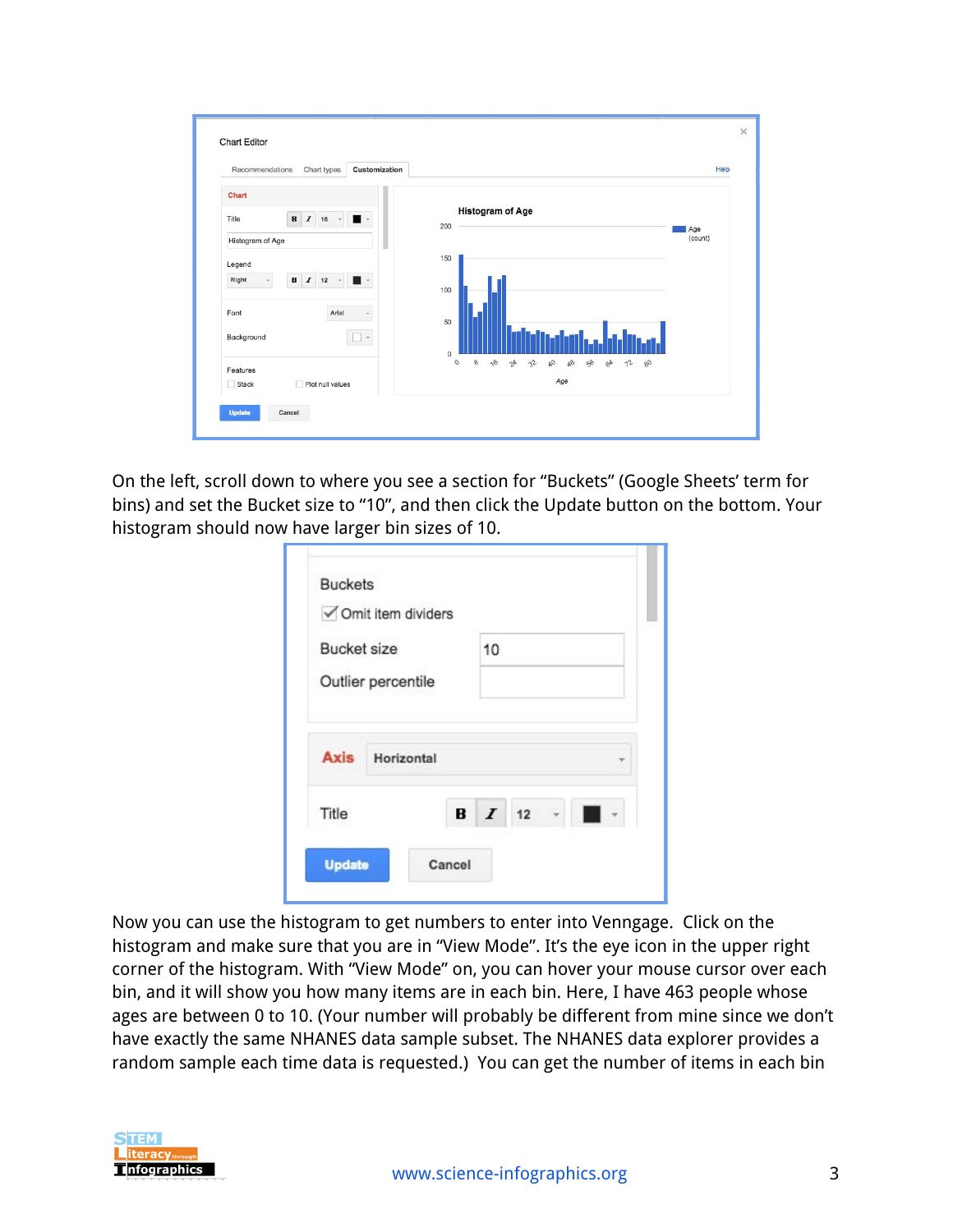On the left, scroll down to where you see a section for "Buckets" (Google Sheets' term for bins) and set the Bucket size to "10", and then click the Update button on the bottom. Your histogram should now have larger bin sizes of 10.

Now you can use the histogram to get numbers to enter into Venngage. Click on the histogram and make sure that you are in "View Mode". It's the eye icon in the upper right corner of the histogram. With "View Mode" on, you can hover your mouse cursor over each bin, and it will show you how many items are in each bin. Here, I have 463 people whose ages are between 0 to 10. (Your number will probably be different from mine since we don't have exactly the same NHANES data sample subset. The NHANES data explorer provides a random sample each time data is requested.) You can get the number of items in each bin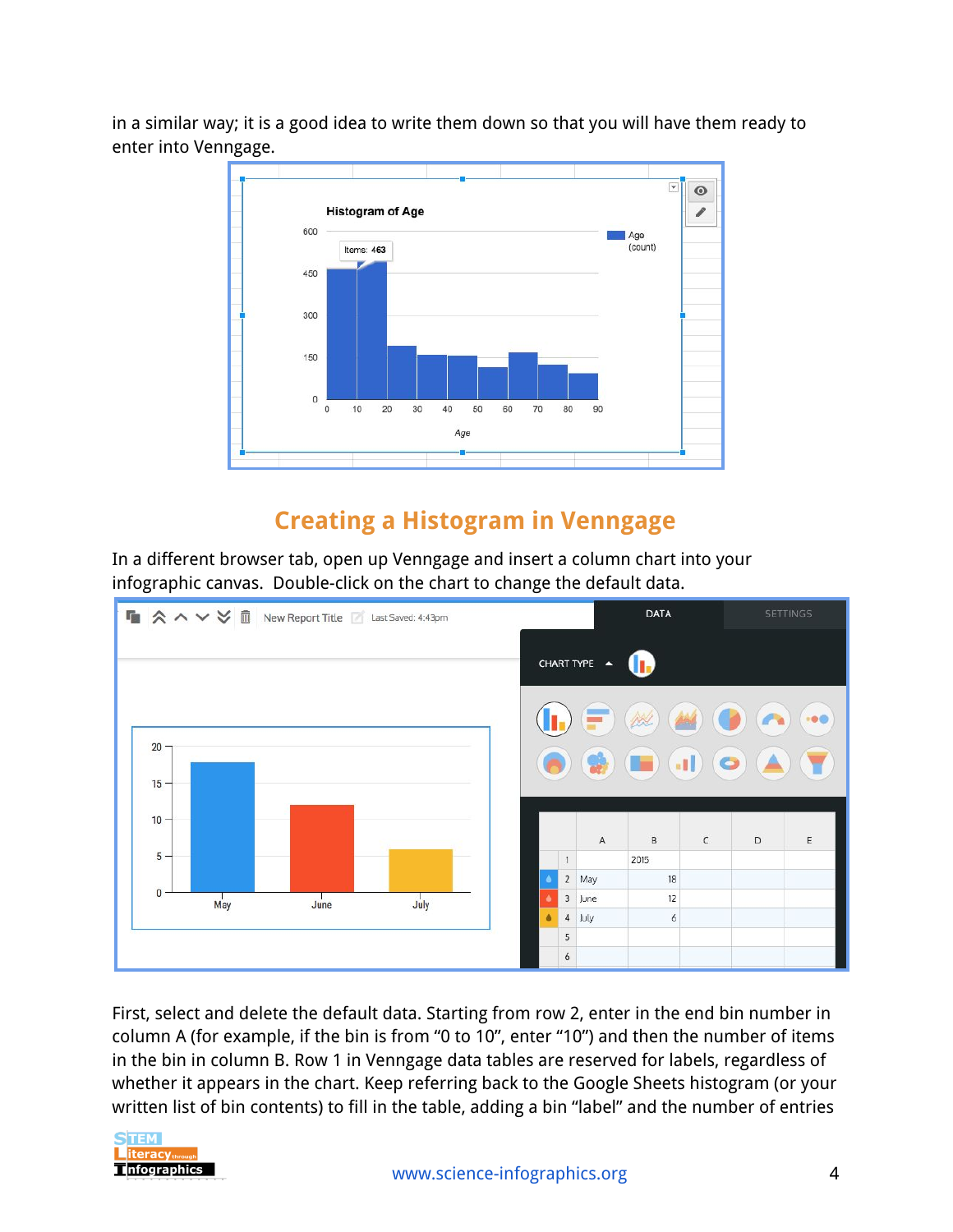in a similar way; it is a good idea to write them down so that you will have them ready to enter into Venngage.

## Creating a Histogram in Venngage

In a different browser tab, open up Venngage and insert a column chart into your infographic canvas. Double-click on the chart to change the default data.

First, select and delete the default data. Starting from row 2, enter in the end bin number in column A (for example, if the bin is from "0 to 10", enter "10") and then the number of items in the bin in column B. Row 1 in Venngage data tables are reserved for labels, regardless of whether it appears in the chart. Keep referring back to the Google Sheets histogram (or your written list of bin contents) to fill in the table, adding a bin "label" and the number of entries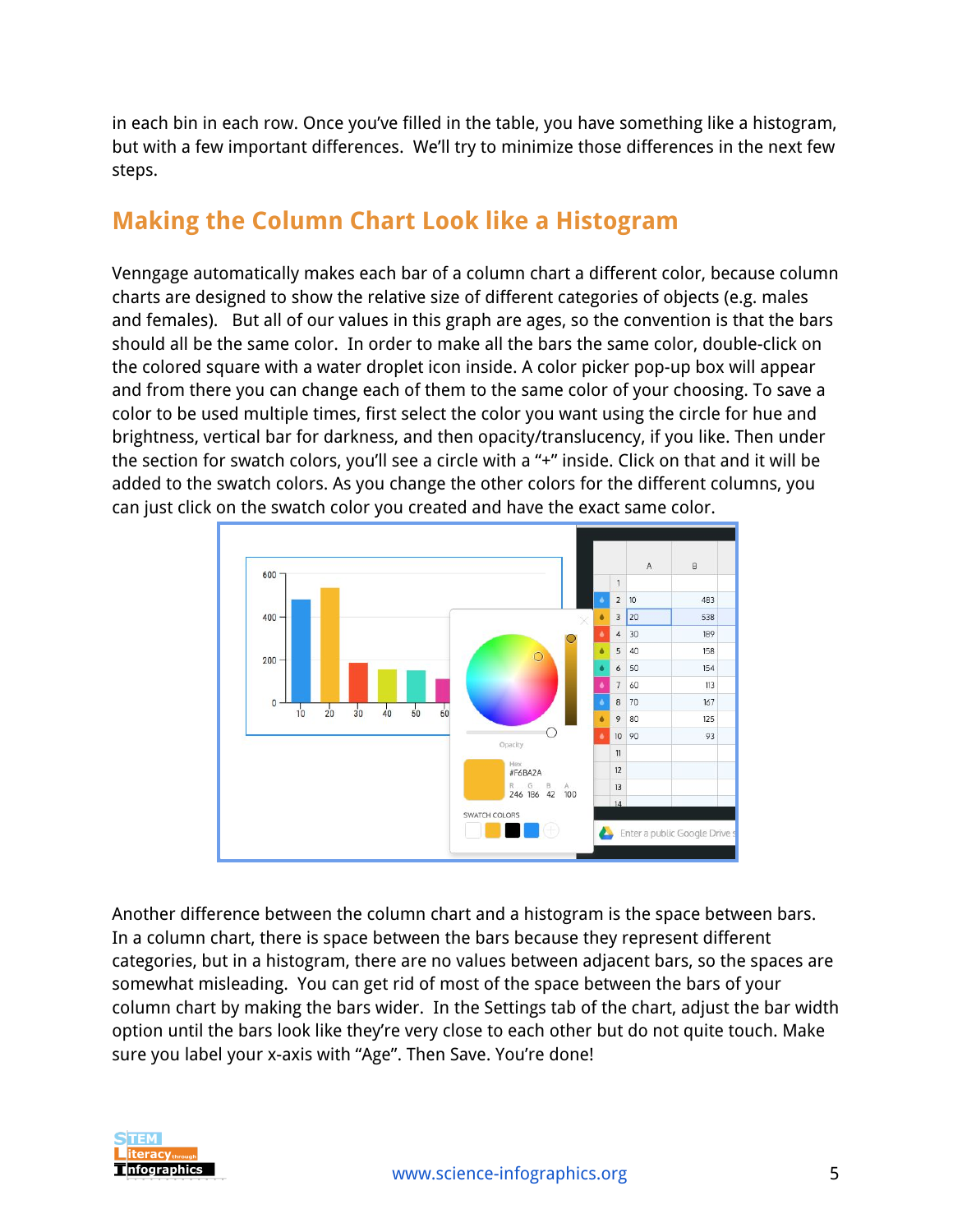in each bin in each row. Once you've filled in the table, you have something like a histogram, but with a few important differences. We'll try to minimize those differences in the next few steps.

## Making the Column Chart Look like a Histogram

Venngage automatically makes each bar of a column chart a different color, because column charts are designed to show the relative size of different categories of objects (e.g. males and females). But all of our values in this graph are ages, so the convention is that the bars should all be the same color. In order to make all the bars the same color, double-click on the colored square with a water droplet icon inside. A color picker pop-up box will appear and from there you can change each of them to the same color of your choosing. To save a color to be used multiple times, first select the color you want using the circle for hue and brightness, vertical bar for darkness, and then opacity/translucency, if you like. Then under the section for swatch colors, you'll see a circle with a "+" inside. Click on that and it will be added to the swatch colors. As you change the other colors for the different columns, you can just click on the swatch color you created and have the exact same color.

Another difference between the column chart and a histogram is the space between bars. In a column chart, there is space between the bars because they represent different categories, but in a histogram, there are no values between adjacent bars, so the spaces are somewhat misleading. You can get rid of most of the space between the bars of your column chart by making the bars wider. In the Settings tab of the chart, adjust the bar width option until the bars look like they're very close to each other but do not quite touch. Make sure you label your x-axis with "Age". Then Save. You're done!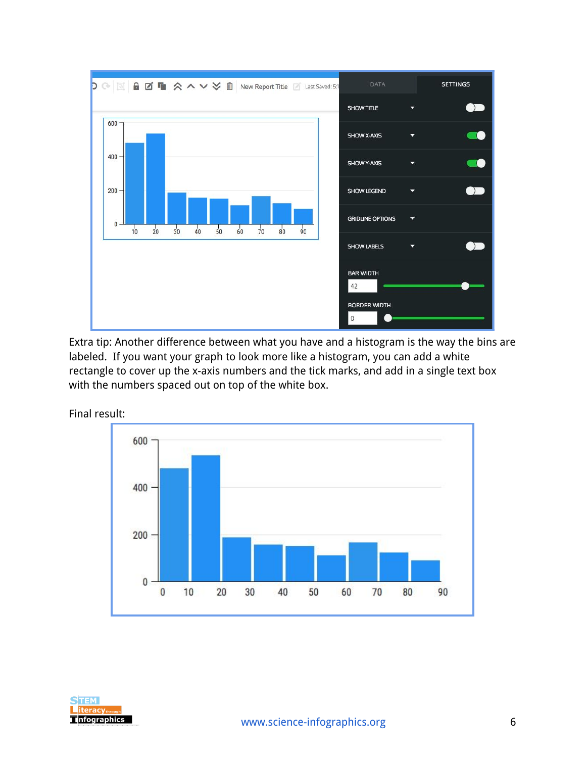DATA SETTINGS

SHOW TITLE

SHOW X-AXIS

SHOW Y-AXIS

SHOW LEGEND

GRIDLINE OPTIONS

SHOW LABELS

BAR WIDTH

42

BORDER WIDTH

0

New Report Title

600

400

200

0

10 20 30 40 50 60 70 80 90

Extra tip: Another difference between what you have and a histogram is the way the bins are labeled. If you want your graph to look more like a histogram, you can add a white rectangle to cover up the x-axis numbers and the tick marks, and add in a single text box with the numbers spaced out on top of the white box.

Final result:

600

400

200

0

0 10 20 30 40 50 60 70 80 90